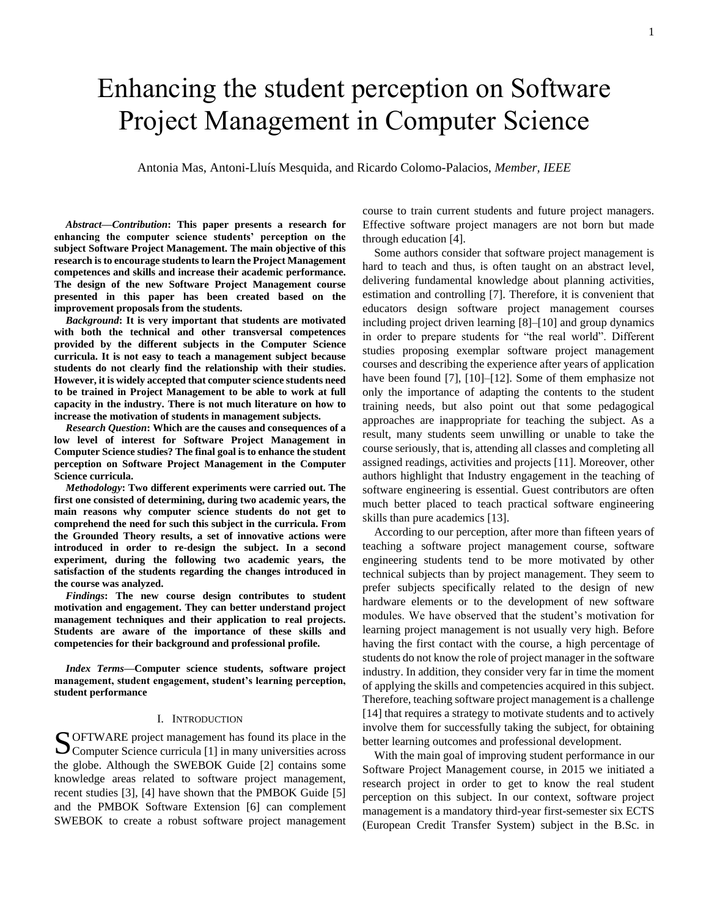# Enhancing the student perception on Software Project Management in Computer Science

Antonia Mas, Antoni-Lluís Mesquida, and Ricardo Colomo-Palacios, *Member, IEEE*

***Abstract*—*Contribution*: This paper presents a research for enhancing the computer science students' perception on the subject Software Project Management. The main objective of this research is to encourage students to learn the Project Management competences and skills and increase their academic performance. The design of the new Software Project Management course presented in this paper has been created based on the improvement proposals from the students.**

***Background*: It is very important that students are motivated with both the technical and other transversal competences provided by the different subjects in the Computer Science curricula. It is not easy to teach a management subject because students do not clearly find the relationship with their studies. However, it is widely accepted that computer science students need to be trained in Project Management to be able to work at full capacity in the industry. There is not much literature on how to increase the motivation of students in management subjects.**

***Research Question*: Which are the causes and consequences of a low level of interest for Software Project Management in Computer Science studies? The final goal is to enhance the student perception on Software Project Management in the Computer Science curricula.**

***Methodology*: Two different experiments were carried out. The first one consisted of determining, during two academic years, the main reasons why computer science students do not get to comprehend the need for such this subject in the curricula. From the Grounded Theory results, a set of innovative actions were introduced in order to re-design the subject. In a second experiment, during the following two academic years, the satisfaction of the students regarding the changes introduced in the course was analyzed.**

***Findings*: The new course design contributes to student motivation and engagement. They can better understand project management techniques and their application to real projects. Students are aware of the importance of these skills and competencies for their background and professional profile.**

***Index Terms*—Computer science students, software project management, student engagement, student's learning perception, student performance**

## I. Introduction

SOFTWARE project management has found its place in the Computer Science curricula [1] in many universities across the globe. Although the SWEBOK Guide [2] contains some knowledge areas related to software project management, recent studies [3], [4] have shown that the PMBOK Guide [5] and the PMBOK Software Extension [6] can complement SWEBOK to create a robust software project management course to train current students and future project managers. Effective software project managers are not born but made through education [4].

Some authors consider that software project management is hard to teach and thus, is often taught on an abstract level, delivering fundamental knowledge about planning activities, estimation and controlling [7]. Therefore, it is convenient that educators design software project management courses including project driven learning [8]–[10] and group dynamics in order to prepare students for "the real world". Different studies proposing exemplar software project management courses and describing the experience after years of application have been found [7], [10]–[12]. Some of them emphasize not only the importance of adapting the contents to the student training needs, but also point out that some pedagogical approaches are inappropriate for teaching the subject. As a result, many students seem unwilling or unable to take the course seriously, that is, attending all classes and completing all assigned readings, activities and projects [11]. Moreover, other authors highlight that Industry engagement in the teaching of software engineering is essential. Guest contributors are often much better placed to teach practical software engineering skills than pure academics [13].

According to our perception, after more than fifteen years of teaching a software project management course, software engineering students tend to be more motivated by other technical subjects than by project management. They seem to prefer subjects specifically related to the design of new hardware elements or to the development of new software modules. We have observed that the student's motivation for learning project management is not usually very high. Before having the first contact with the course, a high percentage of students do not know the role of project manager in the software industry. In addition, they consider very far in time the moment of applying the skills and competencies acquired in this subject. Therefore, teaching software project management is a challenge [14] that requires a strategy to motivate students and to actively involve them for successfully taking the subject, for obtaining better learning outcomes and professional development.

With the main goal of improving student performance in our Software Project Management course, in 2015 we initiated a research project in order to get to know the real student perception on this subject. In our context, software project management is a mandatory third-year first-semester six ECTS (European Credit Transfer System) subject in the B.Sc. in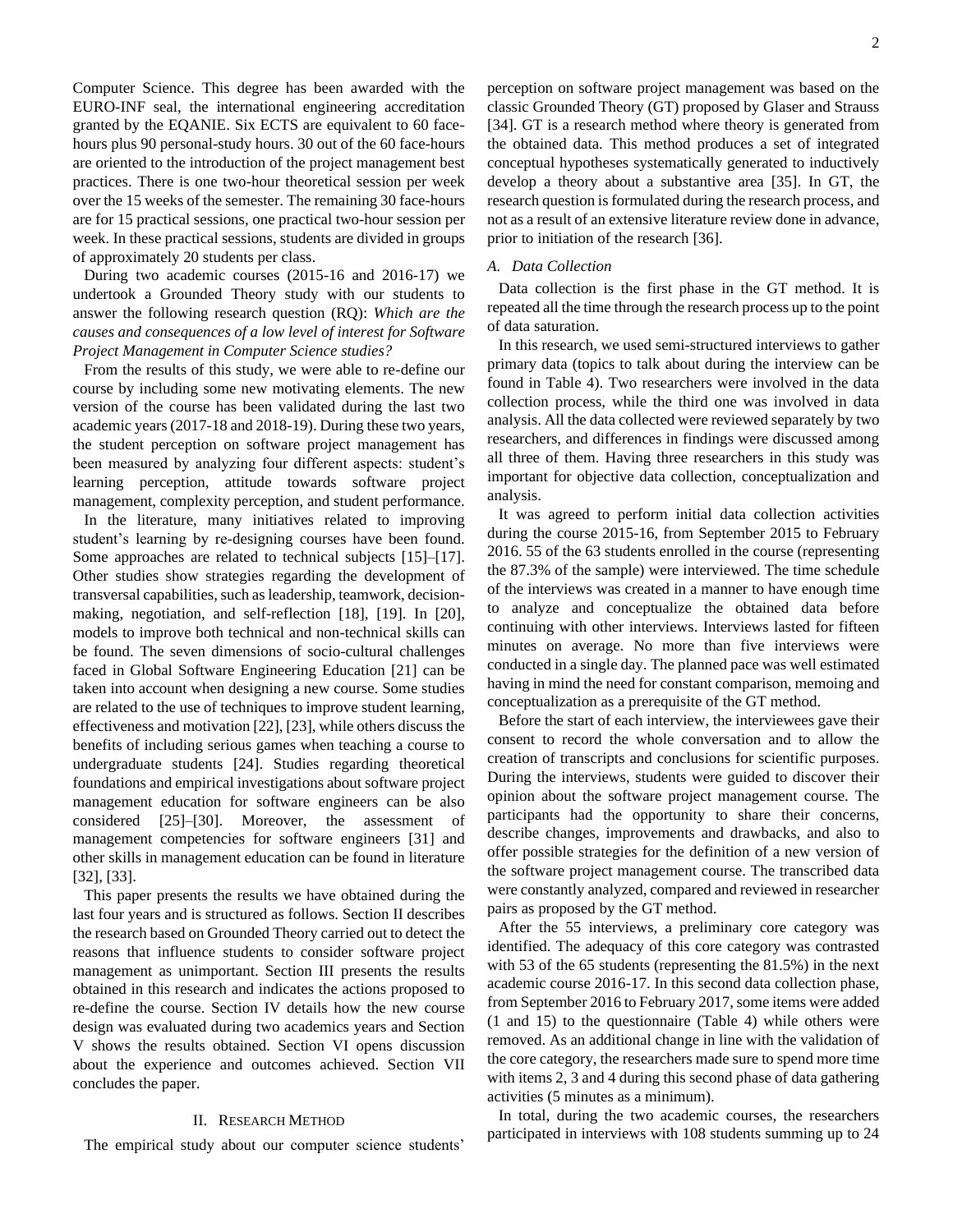Computer Science. This degree has been awarded with the EURO-INF seal, the international engineering accreditation granted by the EQANIE. Six ECTS are equivalent to 60 face-hours plus 90 personal-study hours. 30 out of the 60 face-hours are oriented to the introduction of the project management best practices. There is one two-hour theoretical session per week over the 15 weeks of the semester. The remaining 30 face-hours are for 15 practical sessions, one practical two-hour session per week. In these practical sessions, students are divided in groups of approximately 20 students per class.

During two academic courses (2015-16 and 2016-17) we undertook a Grounded Theory study with our students to answer the following research question (RQ): *Which are the causes and consequences of a low level of interest for Software Project Management in Computer Science studies?*

From the results of this study, we were able to re-define our course by including some new motivating elements. The new version of the course has been validated during the last two academic years (2017-18 and 2018-19). During these two years, the student perception on software project management has been measured by analyzing four different aspects: student's learning perception, attitude towards software project management, complexity perception, and student performance.

In the literature, many initiatives related to improving student's learning by re-designing courses have been found. Some approaches are related to technical subjects [15]–[17]. Other studies show strategies regarding the development of transversal capabilities, such as leadership, teamwork, decision-making, negotiation, and self-reflection [18], [19]. In [20], models to improve both technical and non-technical skills can be found. The seven dimensions of socio-cultural challenges faced in Global Software Engineering Education [21] can be taken into account when designing a new course. Some studies are related to the use of techniques to improve student learning, effectiveness and motivation [22], [23], while others discuss the benefits of including serious games when teaching a course to undergraduate students [24]. Studies regarding theoretical foundations and empirical investigations about software project management education for software engineers can be also considered [25]–[30]. Moreover, the assessment of management competencies for software engineers [31] and other skills in management education can be found in literature [32], [33].

This paper presents the results we have obtained during the last four years and is structured as follows. Section II describes the research based on Grounded Theory carried out to detect the reasons that influence students to consider software project management as unimportant. Section III presents the results obtained in this research and indicates the actions proposed to re-define the course. Section IV details how the new course design was evaluated during two academics years and Section V shows the results obtained. Section VI opens discussion about the experience and outcomes achieved. Section VII concludes the paper.

## II. Research Method

The empirical study about our computer science students' perception on software project management was based on the classic Grounded Theory (GT) proposed by Glaser and Strauss [34]. GT is a research method where theory is generated from the obtained data. This method produces a set of integrated conceptual hypotheses systematically generated to inductively develop a theory about a substantive area [35]. In GT, the research question is formulated during the research process, and not as a result of an extensive literature review done in advance, prior to initiation of the research [36].

### *A. Data Collection*

Data collection is the first phase in the GT method. It is repeated all the time through the research process up to the point of data saturation.

In this research, we used semi-structured interviews to gather primary data (topics to talk about during the interview can be found in Table 4). Two researchers were involved in the data collection process, while the third one was involved in data analysis. All the data collected were reviewed separately by two researchers, and differences in findings were discussed among all three of them. Having three researchers in this study was important for objective data collection, conceptualization and analysis.

It was agreed to perform initial data collection activities during the course 2015-16, from September 2015 to February 2016. 55 of the 63 students enrolled in the course (representing the 87.3% of the sample) were interviewed. The time schedule of the interviews was created in a manner to have enough time to analyze and conceptualize the obtained data before continuing with other interviews. Interviews lasted for fifteen minutes on average. No more than five interviews were conducted in a single day. The planned pace was well estimated having in mind the need for constant comparison, memoing and conceptualization as a prerequisite of the GT method.

Before the start of each interview, the interviewees gave their consent to record the whole conversation and to allow the creation of transcripts and conclusions for scientific purposes. During the interviews, students were guided to discover their opinion about the software project management course. The participants had the opportunity to share their concerns, describe changes, improvements and drawbacks, and also to offer possible strategies for the definition of a new version of the software project management course. The transcribed data were constantly analyzed, compared and reviewed in researcher pairs as proposed by the GT method.

After the 55 interviews, a preliminary core category was identified. The adequacy of this core category was contrasted with 53 of the 65 students (representing the 81.5%) in the next academic course 2016-17. In this second data collection phase, from September 2016 to February 2017, some items were added (1 and 15) to the questionnaire (Table 4) while others were removed. As an additional change in line with the validation of the core category, the researchers made sure to spend more time with items 2, 3 and 4 during this second phase of data gathering activities (5 minutes as a minimum).

In total, during the two academic courses, the researchers participated in interviews with 108 students summing up to 24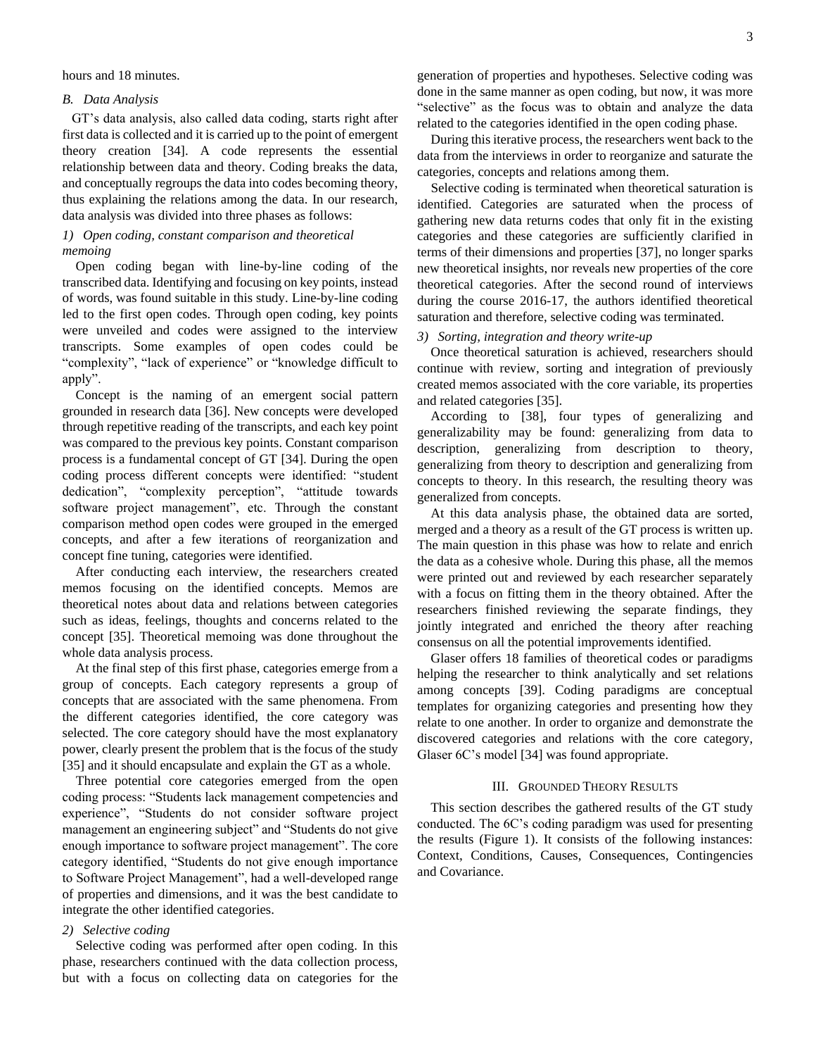hours and 18 minutes.

### B. Data Analysis

GT's data analysis, also called data coding, starts right after first data is collected and it is carried up to the point of emergent theory creation [34]. A code represents the essential relationship between data and theory. Coding breaks the data, and conceptually regroups the data into codes becoming theory, thus explaining the relations among the data. In our research, data analysis was divided into three phases as follows:

#### 1) Open coding, constant comparison and theoretical memoing

Open coding began with line-by-line coding of the transcribed data. Identifying and focusing on key points, instead of words, was found suitable in this study. Line-by-line coding led to the first open codes. Through open coding, key points were unveiled and codes were assigned to the interview transcripts. Some examples of open codes could be "complexity", "lack of experience" or "knowledge difficult to apply".

Concept is the naming of an emergent social pattern grounded in research data [36]. New concepts were developed through repetitive reading of the transcripts, and each key point was compared to the previous key points. Constant comparison process is a fundamental concept of GT [34]. During the open coding process different concepts were identified: "student dedication", "complexity perception", "attitude towards software project management", etc. Through the constant comparison method open codes were grouped in the emerged concepts, and after a few iterations of reorganization and concept fine tuning, categories were identified.

After conducting each interview, the researchers created memos focusing on the identified concepts. Memos are theoretical notes about data and relations between categories such as ideas, feelings, thoughts and concerns related to the concept [35]. Theoretical memoing was done throughout the whole data analysis process.

At the final step of this first phase, categories emerge from a group of concepts. Each category represents a group of concepts that are associated with the same phenomena. From the different categories identified, the core category was selected. The core category should have the most explanatory power, clearly present the problem that is the focus of the study [35] and it should encapsulate and explain the GT as a whole.

Three potential core categories emerged from the open coding process: "Students lack management competencies and experience", "Students do not consider software project management an engineering subject" and "Students do not give enough importance to software project management". The core category identified, "Students do not give enough importance to Software Project Management", had a well-developed range of properties and dimensions, and it was the best candidate to integrate the other identified categories.

#### 2) Selective coding

Selective coding was performed after open coding. In this phase, researchers continued with the data collection process, but with a focus on collecting data on categories for the generation of properties and hypotheses. Selective coding was done in the same manner as open coding, but now, it was more "selective" as the focus was to obtain and analyze the data related to the categories identified in the open coding phase.

During this iterative process, the researchers went back to the data from the interviews in order to reorganize and saturate the categories, concepts and relations among them.

Selective coding is terminated when theoretical saturation is identified. Categories are saturated when the process of gathering new data returns codes that only fit in the existing categories and these categories are sufficiently clarified in terms of their dimensions and properties [37], no longer sparks new theoretical insights, nor reveals new properties of the core theoretical categories. After the second round of interviews during the course 2016-17, the authors identified theoretical saturation and therefore, selective coding was terminated.

#### 3) Sorting, integration and theory write-up

Once theoretical saturation is achieved, researchers should continue with review, sorting and integration of previously created memos associated with the core variable, its properties and related categories [35].

According to [38], four types of generalizing and generalizability may be found: generalizing from data to description, generalizing from description to theory, generalizing from theory to description and generalizing from concepts to theory. In this research, the resulting theory was generalized from concepts.

At this data analysis phase, the obtained data are sorted, merged and a theory as a result of the GT process is written up. The main question in this phase was how to relate and enrich the data as a cohesive whole. During this phase, all the memos were printed out and reviewed by each researcher separately with a focus on fitting them in the theory obtained. After the researchers finished reviewing the separate findings, they jointly integrated and enriched the theory after reaching consensus on all the potential improvements identified.

Glaser offers 18 families of theoretical codes or paradigms helping the researcher to think analytically and set relations among concepts [39]. Coding paradigms are conceptual templates for organizing categories and presenting how they relate to one another. In order to organize and demonstrate the discovered categories and relations with the core category, Glaser 6C's model [34] was found appropriate.

## III. Grounded Theory Results

This section describes the gathered results of the GT study conducted. The 6C's coding paradigm was used for presenting the results (Figure 1). It consists of the following instances: Context, Conditions, Causes, Consequences, Contingencies and Covariance.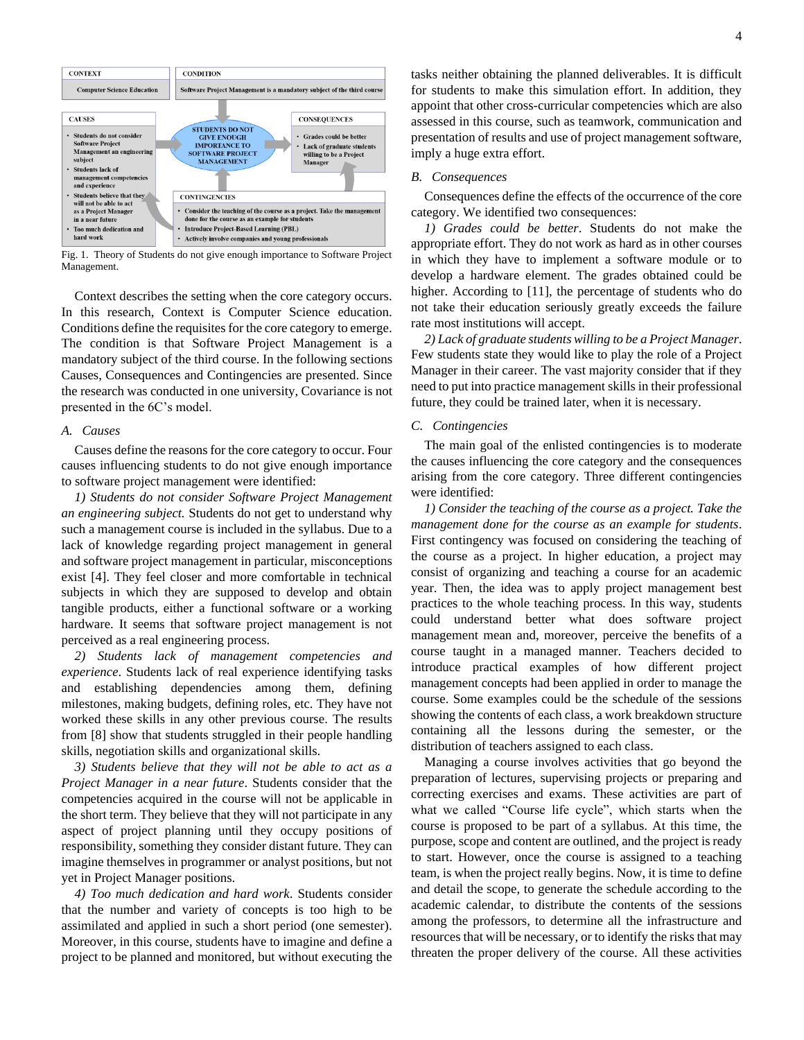| CONTEXT | CONDITION |
| --- | --- |
| Computer Science Education | Software Project Management is a mandatory subject of the third course |

| CAUSES | CORE CATEGORY | CONSEQUENCES |
| --- | --- | --- |
| • Students do not consider Software Project Management an engineering subject<br>• Students lack of management competencies and experience<br>• Students believe that they will not be able to act as a Project Manager in a near future<br>• Too much dedication and hard work | STUDENTS DO NOT GIVE ENOUGH IMPORTANCE TO SOFTWARE PROJECT MANAGEMENT | • Grades could be better<br>• Lack of graduate students willing to be a Project Manager |

| CONTINGENCIES |
| --- |
| • Consider the teaching of the course as a project. Take the management done for the course as an example for students<br>• Introduce Project-Based Learning (PBL)<br>• Actively involve companies and young professionals |

Fig. 1. Theory of Students do not give enough importance to Software Project Management.

Context describes the setting when the core category occurs. In this research, Context is Computer Science education. Conditions define the requisites for the core category to emerge. The condition is that Software Project Management is a mandatory subject of the third course. In the following sections Causes, Consequences and Contingencies are presented. Since the research was conducted in one university, Covariance is not presented in the 6C's model.

### A. Causes

Causes define the reasons for the core category to occur. Four causes influencing students to do not give enough importance to software project management were identified:

*1) Students do not consider Software Project Management an engineering subject.* Students do not get to understand why such a management course is included in the syllabus. Due to a lack of knowledge regarding project management in general and software project management in particular, misconceptions exist [4]. They feel closer and more comfortable in technical subjects in which they are supposed to develop and obtain tangible products, either a functional software or a working hardware. It seems that software project management is not perceived as a real engineering process.

*2) Students lack of management competencies and experience.* Students lack of real experience identifying tasks and establishing dependencies among them, defining milestones, making budgets, defining roles, etc. They have not worked these skills in any other previous course. The results from [8] show that students struggled in their people handling skills, negotiation skills and organizational skills.

*3) Students believe that they will not be able to act as a Project Manager in a near future.* Students consider that the competencies acquired in the course will not be applicable in the short term. They believe that they will not participate in any aspect of project planning until they occupy positions of responsibility, something they consider distant future. They can imagine themselves in programmer or analyst positions, but not yet in Project Manager positions.

*4) Too much dedication and hard work.* Students consider that the number and variety of concepts is too high to be assimilated and applied in such a short period (one semester). Moreover, in this course, students have to imagine and define a project to be planned and monitored, but without executing the tasks neither obtaining the planned deliverables. It is difficult for students to make this simulation effort. In addition, they appoint that other cross-curricular competencies which are also assessed in this course, such as teamwork, communication and presentation of results and use of project management software, imply a huge extra effort.

### B. Consequences

Consequences define the effects of the occurrence of the core category. We identified two consequences:

*1) Grades could be better.* Students do not make the appropriate effort. They do not work as hard as in other courses in which they have to implement a software module or to develop a hardware element. The grades obtained could be higher. According to [11], the percentage of students who do not take their education seriously greatly exceeds the failure rate most institutions will accept.

*2) Lack of graduate students willing to be a Project Manager.* Few students state they would like to play the role of a Project Manager in their career. The vast majority consider that if they need to put into practice management skills in their professional future, they could be trained later, when it is necessary.

### C. Contingencies

The main goal of the enlisted contingencies is to moderate the causes influencing the core category and the consequences arising from the core category. Three different contingencies were identified:

*1) Consider the teaching of the course as a project. Take the management done for the course as an example for students.* First contingency was focused on considering the teaching of the course as a project. In higher education, a project may consist of organizing and teaching a course for an academic year. Then, the idea was to apply project management best practices to the whole teaching process. In this way, students could understand better what does software project management mean and, moreover, perceive the benefits of a course taught in a managed manner. Teachers decided to introduce practical examples of how different project management concepts had been applied in order to manage the course. Some examples could be the schedule of the sessions showing the contents of each class, a work breakdown structure containing all the lessons during the semester, or the distribution of teachers assigned to each class.

Managing a course involves activities that go beyond the preparation of lectures, supervising projects or preparing and correcting exercises and exams. These activities are part of what we called "Course life cycle", which starts when the course is proposed to be part of a syllabus. At this time, the purpose, scope and content are outlined, and the project is ready to start. However, once the course is assigned to a teaching team, is when the project really begins. Now, it is time to define and detail the scope, to generate the schedule according to the academic calendar, to distribute the contents of the sessions among the professors, to determine all the infrastructure and resources that will be necessary, or to identify the risks that may threaten the proper delivery of the course. All these activities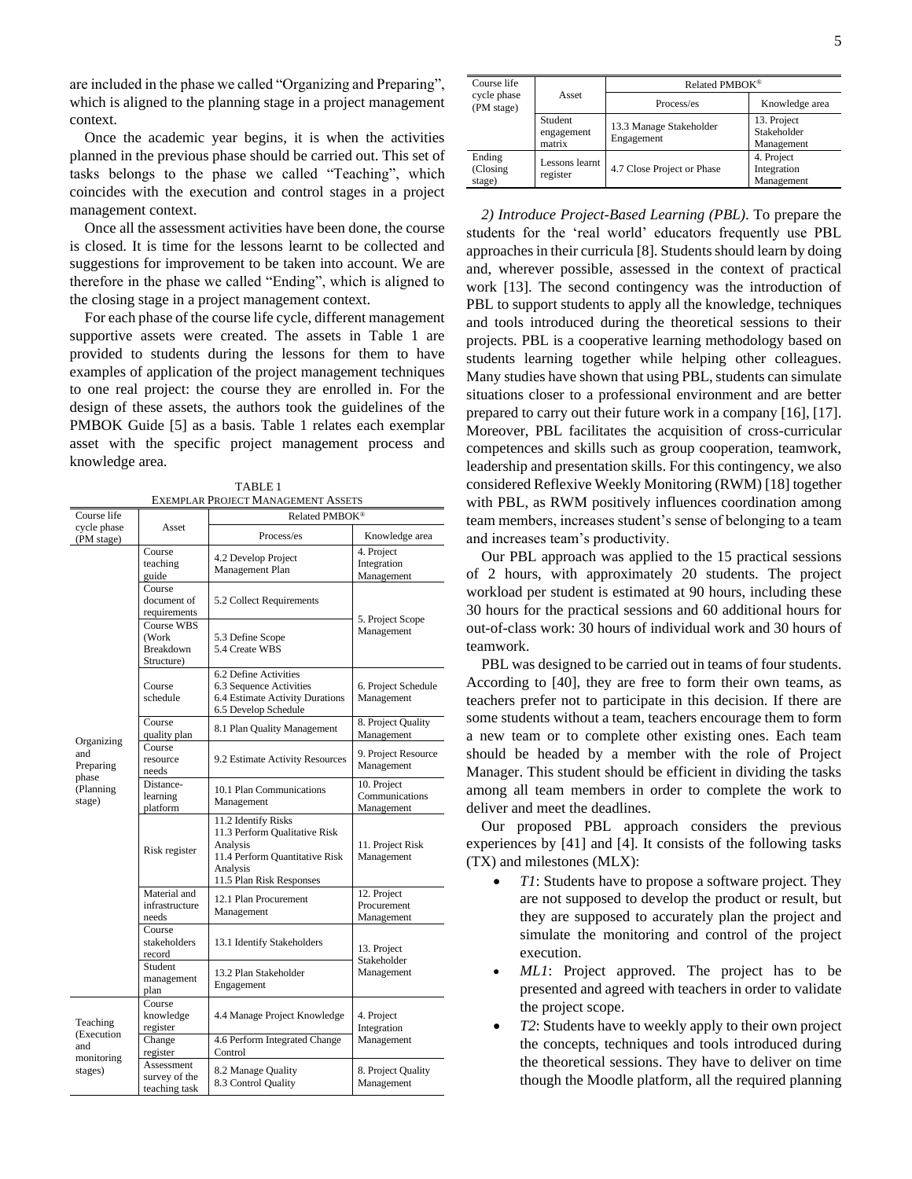are included in the phase we called "Organizing and Preparing", which is aligned to the planning stage in a project management context.

Once the academic year begins, it is when the activities planned in the previous phase should be carried out. This set of tasks belongs to the phase we called "Teaching", which coincides with the execution and control stages in a project management context.

Once all the assessment activities have been done, the course is closed. It is time for the lessons learnt to be collected and suggestions for improvement to be taken into account. We are therefore in the phase we called "Ending", which is aligned to the closing stage in a project management context.

For each phase of the course life cycle, different management supportive assets were created. The assets in Table 1 are provided to students during the lessons for them to have examples of application of the project management techniques to one real project: the course they are enrolled in. For the design of these assets, the authors took the guidelines of the PMBOK Guide [5] as a basis. Table 1 relates each exemplar asset with the specific project management process and knowledge area.

TABLE 1
EXEMPLAR PROJECT MANAGEMENT ASSETS

| Course life cycle phase (PM stage) | Asset | Related PMBOK® | |
|---|---|---|---|
| | | Process/es | Knowledge area |
| Organizing and Preparing phase (Planning stage) | Course teaching guide | 4.2 Develop Project Management Plan | 4. Project Integration Management |
| | Course document of requirements | 5.2 Collect Requirements | 5. Project Scope Management |
| | Course WBS (Work Breakdown Structure) | 5.3 Define Scope 5.4 Create WBS | |
| | Course schedule | 6.2 Define Activities 6.3 Sequence Activities 6.4 Estimate Activity Durations 6.5 Develop Schedule | 6. Project Schedule Management |
| | Course quality plan | 8.1 Plan Quality Management | 8. Project Quality Management |
| | Course resource needs | 9.2 Estimate Activity Resources | 9. Project Resource Management |
| | Distance-learning platform | 10.1 Plan Communications Management | 10. Project Communications Management |
| | Risk register | 11.2 Identify Risks 11.3 Perform Qualitative Risk Analysis 11.4 Perform Quantitative Risk Analysis 11.5 Plan Risk Responses | 11. Project Risk Management |
| | Material and infrastructure needs | 12.1 Plan Procurement Management | 12. Project Procurement Management |
| | Course stakeholders record | 13.1 Identify Stakeholders | 13. Project Stakeholder Management |
| | Student management plan | 13.2 Plan Stakeholder Engagement | |
| Teaching (Execution and monitoring stages) | Course knowledge register | 4.4 Manage Project Knowledge | 4. Project Integration Management |
| | Change register | 4.6 Perform Integrated Change Control | |
| | Assessment survey of the teaching task | 8.2 Manage Quality 8.3 Control Quality | 8. Project Quality Management |
| | Student engagement matrix | 13.3 Manage Stakeholder Engagement | 13. Project Stakeholder Management |
| Ending (Closing stage) | Lessons learnt register | 4.7 Close Project or Phase | 4. Project Integration Management |

*2) Introduce Project-Based Learning (PBL).* To prepare the students for the 'real world' educators frequently use PBL approaches in their curricula [8]. Students should learn by doing and, wherever possible, assessed in the context of practical work [13]. The second contingency was the introduction of PBL to support students to apply all the knowledge, techniques and tools introduced during the theoretical sessions to their projects. PBL is a cooperative learning methodology based on students learning together while helping other colleagues. Many studies have shown that using PBL, students can simulate situations closer to a professional environment and are better prepared to carry out their future work in a company [16], [17]. Moreover, PBL facilitates the acquisition of cross-curricular competences and skills such as group cooperation, teamwork, leadership and presentation skills. For this contingency, we also considered Reflexive Weekly Monitoring (RWM) [18] together with PBL, as RWM positively influences coordination among team members, increases student's sense of belonging to a team and increases team's productivity.

Our PBL approach was applied to the 15 practical sessions of 2 hours, with approximately 20 students. The project workload per student is estimated at 90 hours, including these 30 hours for the practical sessions and 60 additional hours for out-of-class work: 30 hours of individual work and 30 hours of teamwork.

PBL was designed to be carried out in teams of four students. According to [40], they are free to form their own teams, as teachers prefer not to participate in this decision. If there are some students without a team, teachers encourage them to form a new team or to complete other existing ones. Each team should be headed by a member with the role of Project Manager. This student should be efficient in dividing the tasks among all team members in order to complete the work to deliver and meet the deadlines.

Our proposed PBL approach considers the previous experiences by [41] and [4]. It consists of the following tasks (TX) and milestones (MLX):

- *T1*: Students have to propose a software project. They are not supposed to develop the product or result, but they are supposed to accurately plan the project and simulate the monitoring and control of the project execution.
- *ML1*: Project approved. The project has to be presented and agreed with teachers in order to validate the project scope.
- *T2*: Students have to weekly apply to their own project the concepts, techniques and tools introduced during the theoretical sessions. They have to deliver on time though the Moodle platform, all the required planning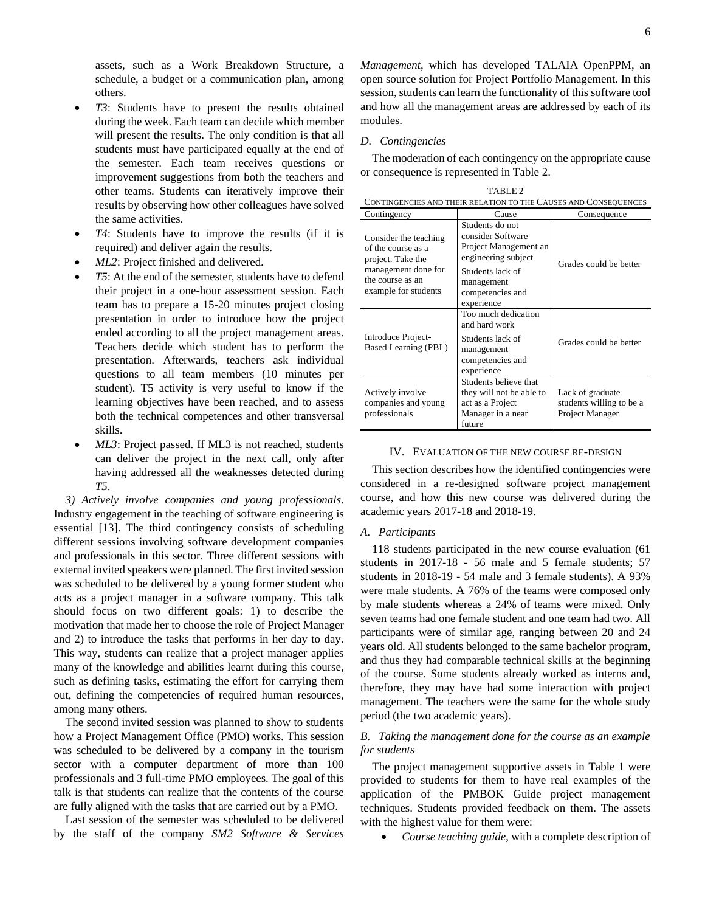assets, such as a Work Breakdown Structure, a schedule, a budget or a communication plan, among others.

- *T3*: Students have to present the results obtained during the week. Each team can decide which member will present the results. The only condition is that all students must have participated equally at the end of the semester. Each team receives questions or improvement suggestions from both the teachers and other teams. Students can iteratively improve their results by observing how other colleagues have solved the same activities.
- *T4*: Students have to improve the results (if it is required) and deliver again the results.
- *ML2*: Project finished and delivered.
- *T5*: At the end of the semester, students have to defend their project in a one-hour assessment session. Each team has to prepare a 15-20 minutes project closing presentation in order to introduce how the project ended according to all the project management areas. Teachers decide which student has to perform the presentation. Afterwards, teachers ask individual questions to all team members (10 minutes per student). T5 activity is very useful to know if the learning objectives have been reached, and to assess both the technical competences and other transversal skills.
- *ML3*: Project passed. If ML3 is not reached, students can deliver the project in the next call, only after having addressed all the weaknesses detected during *T5*.

*3) Actively involve companies and young professionals*. Industry engagement in the teaching of software engineering is essential [13]. The third contingency consists of scheduling different sessions involving software development companies and professionals in this sector. Three different sessions with external invited speakers were planned. The first invited session was scheduled to be delivered by a young former student who acts as a project manager in a software company. This talk should focus on two different goals: 1) to describe the motivation that made her to choose the role of Project Manager and 2) to introduce the tasks that performs in her day to day. This way, students can realize that a project manager applies many of the knowledge and abilities learnt during this course, such as defining tasks, estimating the effort for carrying them out, defining the competencies of required human resources, among many others.

The second invited session was planned to show to students how a Project Management Office (PMO) works. This session was scheduled to be delivered by a company in the tourism sector with a computer department of more than 100 professionals and 3 full-time PMO employees. The goal of this talk is that students can realize that the contents of the course are fully aligned with the tasks that are carried out by a PMO.

Last session of the semester was scheduled to be delivered by the staff of the company *SM2 Software & Services Management*, which has developed TALAIA OpenPPM, an open source solution for Project Portfolio Management. In this session, students can learn the functionality of this software tool and how all the management areas are addressed by each of its modules.

### D. Contingencies

The moderation of each contingency on the appropriate cause or consequence is represented in Table 2.

TABLE 2
CONTINGENCIES AND THEIR RELATION TO THE CAUSES AND CONSEQUENCES

| Contingency | Cause | Consequence |
|---|---|---|
| Consider the teaching of the course as a project. Take the management done for the course as an example for students | Students do not consider Software Project Management an engineering subject<br>Students lack of management competencies and experience | Grades could be better |
| Introduce Project-Based Learning (PBL) | Too much dedication and hard work<br>Students lack of management competencies and experience | Grades could be better |
| Actively involve companies and young professionals | Students believe that they will not be able to act as a Project Manager in a near future | Lack of graduate students willing to be a Project Manager |

## IV. EVALUATION OF THE NEW COURSE RE-DESIGN

This section describes how the identified contingencies were considered in a re-designed software project management course, and how this new course was delivered during the academic years 2017-18 and 2018-19.

### A. Participants

118 students participated in the new course evaluation (61 students in 2017-18 - 56 male and 5 female students; 57 students in 2018-19 - 54 male and 3 female students). A 93% were male students. A 76% of the teams were composed only by male students whereas a 24% of teams were mixed. Only seven teams had one female student and one team had two. All participants were of similar age, ranging between 20 and 24 years old. All students belonged to the same bachelor program, and thus they had comparable technical skills at the beginning of the course. Some students already worked as interns and, therefore, they may have had some interaction with project management. The teachers were the same for the whole study period (the two academic years).

### B. Taking the management done for the course as an example for students

The project management supportive assets in Table 1 were provided to students for them to have real examples of the application of the PMBOK Guide project management techniques. Students provided feedback on them. The assets with the highest value for them were:

- *Course teaching guide*, with a complete description of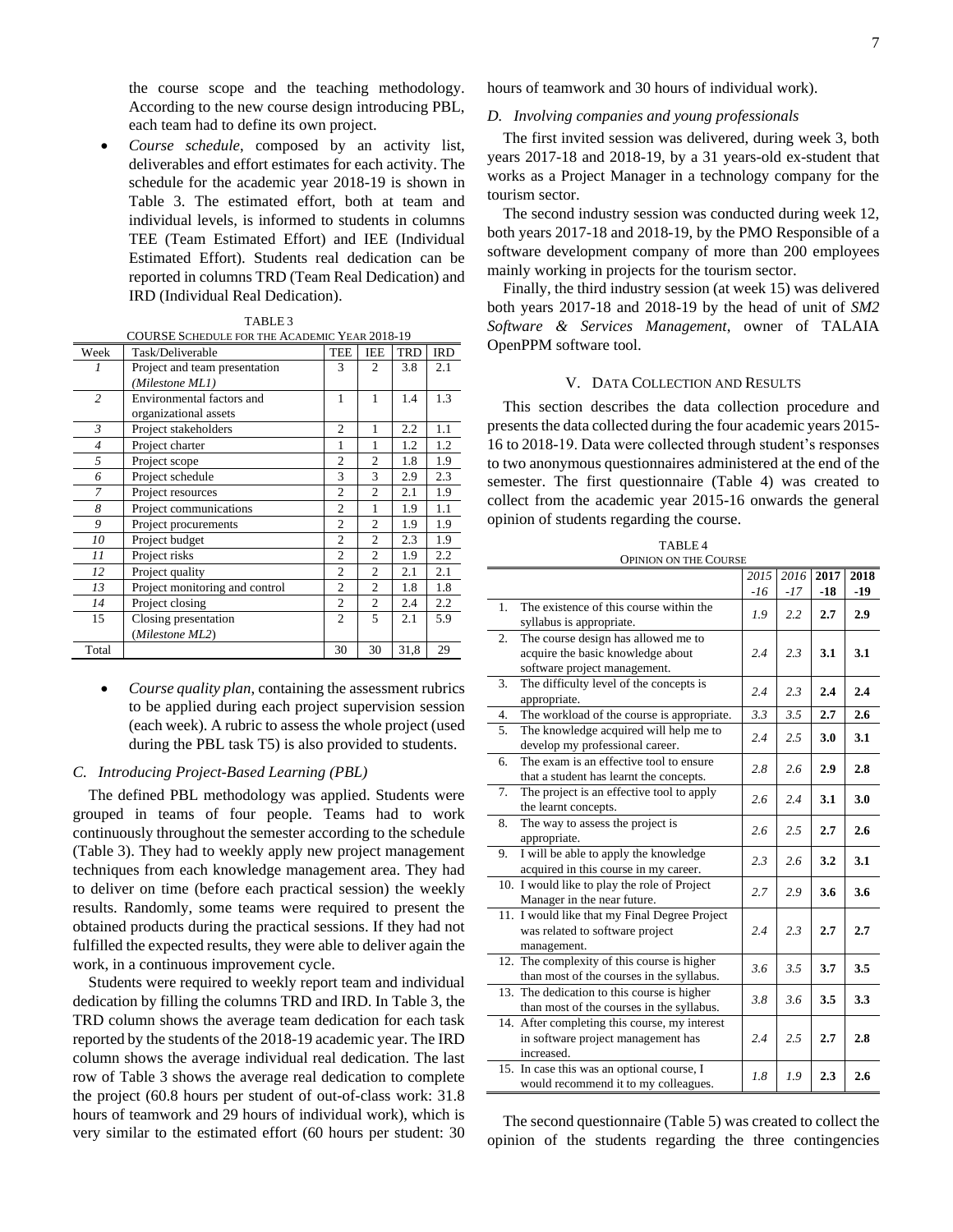the course scope and the teaching methodology. According to the new course design introducing PBL, each team had to define its own project.

- *Course schedule*, composed by an activity list, deliverables and effort estimates for each activity. The schedule for the academic year 2018-19 is shown in Table 3. The estimated effort, both at team and individual levels, is informed to students in columns TEE (Team Estimated Effort) and IEE (Individual Estimated Effort). Students real dedication can be reported in columns TRD (Team Real Dedication) and IRD (Individual Real Dedication).

TABLE 3
COURSE SCHEDULE FOR THE ACADEMIC YEAR 2018-19

| Week | Task/Deliverable | TEE | IEE | TRD | IRD |
|---|---|---|---|---|---|
| *1* | Project and team presentation (*Milestone ML1*) | 3 | 2 | 3.8 | 2.1 |
| *2* | Environmental factors and organizational assets | 1 | 1 | 1.4 | 1.3 |
| *3* | Project stakeholders | 2 | 1 | 2.2 | 1.1 |
| *4* | Project charter | 1 | 1 | 1.2 | 1.2 |
| *5* | Project scope | 2 | 2 | 1.8 | 1.9 |
| *6* | Project schedule | 3 | 3 | 2.9 | 2.3 |
| *7* | Project resources | 2 | 2 | 2.1 | 1.9 |
| *8* | Project communications | 2 | 1 | 1.9 | 1.1 |
| *9* | Project procurements | 2 | 2 | 1.9 | 1.9 |
| *10* | Project budget | 2 | 2 | 2.3 | 1.9 |
| *11* | Project risks | 2 | 2 | 1.9 | 2.2 |
| *12* | Project quality | 2 | 2 | 2.1 | 2.1 |
| *13* | Project monitoring and control | 2 | 2 | 1.8 | 1.8 |
| *14* | Project closing | 2 | 2 | 2.4 | 2.2 |
| 15 | Closing presentation (*Milestone ML2*) | 2 | 5 | 2.1 | 5.9 |
| Total | | 30 | 30 | 31,8 | 29 |

- *Course quality plan*, containing the assessment rubrics to be applied during each project supervision session (each week). A rubric to assess the whole project (used during the PBL task T5) is also provided to students.

### C. Introducing Project-Based Learning (PBL)

The defined PBL methodology was applied. Students were grouped in teams of four people. Teams had to work continuously throughout the semester according to the schedule (Table 3). They had to weekly apply new project management techniques from each knowledge management area. They had to deliver on time (before each practical session) the weekly results. Randomly, some teams were required to present the obtained products during the practical sessions. If they had not fulfilled the expected results, they were able to deliver again the work, in a continuous improvement cycle.

Students were required to weekly report team and individual dedication by filling the columns TRD and IRD. In Table 3, the TRD column shows the average team dedication for each task reported by the students of the 2018-19 academic year. The IRD column shows the average individual real dedication. The last row of Table 3 shows the average real dedication to complete the project (60.8 hours per student of out-of-class work: 31.8 hours of teamwork and 29 hours of individual work), which is very similar to the estimated effort (60 hours per student: 30 hours of teamwork and 30 hours of individual work).

### D. Involving companies and young professionals

The first invited session was delivered, during week 3, both years 2017-18 and 2018-19, by a 31 years-old ex-student that works as a Project Manager in a technology company for the tourism sector.

The second industry session was conducted during week 12, both years 2017-18 and 2018-19, by the PMO Responsible of a software development company of more than 200 employees mainly working in projects for the tourism sector.

Finally, the third industry session (at week 15) was delivered both years 2017-18 and 2018-19 by the head of unit of *SM2 Software & Services Management*, owner of TALAIA OpenPPM software tool.

## V. Data Collection and Results

This section describes the data collection procedure and presents the data collected during the four academic years 2015-16 to 2018-19. Data were collected through student's responses to two anonymous questionnaires administered at the end of the semester. The first questionnaire (Table 4) was created to collect from the academic year 2015-16 onwards the general opinion of students regarding the course.

TABLE 4
OPINION ON THE COURSE

| | *2015-16* | *2016-17* | **2017-18** | **2018-19** |
|---|---|---|---|---|
| 1. The existence of this course within the syllabus is appropriate. | *1.9* | *2.2* | **2.7** | **2.9** |
| 2. The course design has allowed me to acquire the basic knowledge about software project management. | *2.4* | *2.3* | **3.1** | **3.1** |
| 3. The difficulty level of the concepts is appropriate. | *2.4* | *2.3* | **2.4** | **2.4** |
| 4. The workload of the course is appropriate. | *3.3* | *3.5* | **2.7** | **2.6** |
| 5. The knowledge acquired will help me to develop my professional career. | *2.4* | *2.5* | **3.0** | **3.1** |
| 6. The exam is an effective tool to ensure that a student has learnt the concepts. | *2.8* | *2.6* | **2.9** | **2.8** |
| 7. The project is an effective tool to apply the learnt concepts. | *2.6* | *2.4* | **3.1** | **3.0** |
| 8. The way to assess the project is appropriate. | *2.6* | *2.5* | **2.7** | **2.6** |
| 9. I will be able to apply the knowledge acquired in this course in my career. | *2.3* | *2.6* | **3.2** | **3.1** |
| 10. I would like to play the role of Project Manager in the near future. | *2.7* | *2.9* | **3.6** | **3.6** |
| 11. I would like that my Final Degree Project was related to software project management. | *2.4* | *2.3* | **2.7** | **2.7** |
| 12. The complexity of this course is higher than most of the courses in the syllabus. | *3.6* | *3.5* | **3.7** | **3.5** |
| 13. The dedication to this course is higher than most of the courses in the syllabus. | *3.8* | *3.6* | **3.5** | **3.3** |
| 14. After completing this course, my interest in software project management has increased. | *2.4* | *2.5* | **2.7** | **2.8** |
| 15. In case this was an optional course, I would recommend it to my colleagues. | *1.8* | *1.9* | **2.3** | **2.6** |

The second questionnaire (Table 5) was created to collect the opinion of the students regarding the three contingencies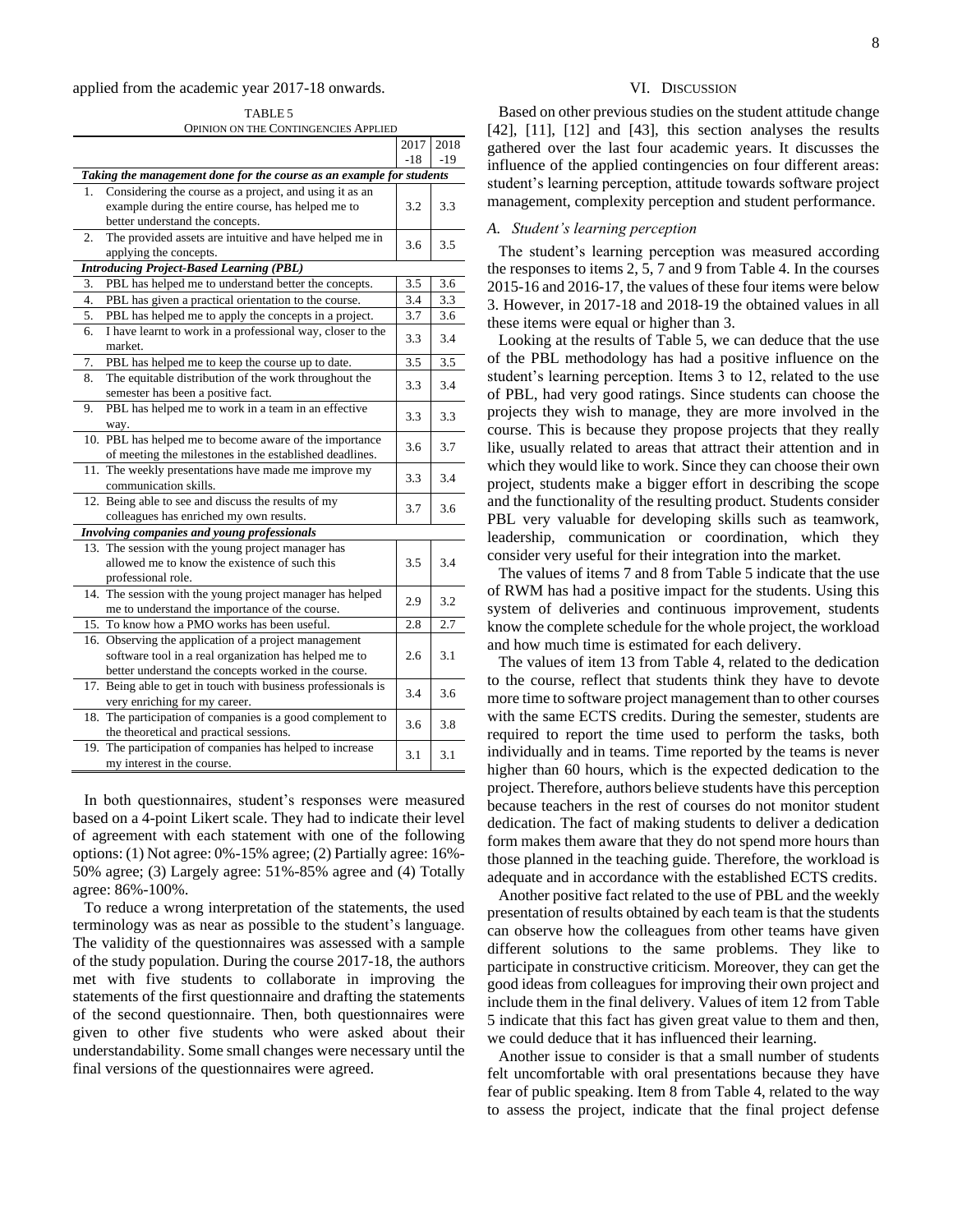applied from the academic year 2017-18 onwards.

TABLE 5
OPINION ON THE CONTINGENCIES APPLIED

| | 2017-18 | 2018-19 |
|---|---|---|
| ***Taking the management done for the course as an example for students*** | | |
| 1. Considering the course as a project, and using it as an example during the entire course, has helped me to better understand the concepts. | 3.2 | 3.3 |
| 2. The provided assets are intuitive and have helped me in applying the concepts. | 3.6 | 3.5 |
| ***Introducing Project-Based Learning (PBL)*** | | |
| 3. PBL has helped me to understand better the concepts. | 3.5 | 3.6 |
| 4. PBL has given a practical orientation to the course. | 3.4 | 3.3 |
| 5. PBL has helped me to apply the concepts in a project. | 3.7 | 3.6 |
| 6. I have learnt to work in a professional way, closer to the market. | 3.3 | 3.4 |
| 7. PBL has helped me to keep the course up to date. | 3.5 | 3.5 |
| 8. The equitable distribution of the work throughout the semester has been a positive fact. | 3.3 | 3.4 |
| 9. PBL has helped me to work in a team in an effective way. | 3.3 | 3.3 |
| 10. PBL has helped me to become aware of the importance of meeting the milestones in the established deadlines. | 3.6 | 3.7 |
| 11. The weekly presentations have made me improve my communication skills. | 3.3 | 3.4 |
| 12. Being able to see and discuss the results of my colleagues has enriched my own results. | 3.7 | 3.6 |
| ***Involving companies and young professionals*** | | |
| 13. The session with the young project manager has allowed me to know the existence of such this professional role. | 3.5 | 3.4 |
| 14. The session with the young project manager has helped me to understand the importance of the course. | 2.9 | 3.2 |
| 15. To know how a PMO works has been useful. | 2.8 | 2.7 |
| 16. Observing the application of a project management software tool in a real organization has helped me to better understand the concepts worked in the course. | 2.6 | 3.1 |
| 17. Being able to get in touch with business professionals is very enriching for my career. | 3.4 | 3.6 |
| 18. The participation of companies is a good complement to the theoretical and practical sessions. | 3.6 | 3.8 |
| 19. The participation of companies has helped to increase my interest in the course. | 3.1 | 3.1 |

In both questionnaires, student's responses were measured based on a 4-point Likert scale. They had to indicate their level of agreement with each statement with one of the following options: (1) Not agree: 0%-15% agree; (2) Partially agree: 16%-50% agree; (3) Largely agree: 51%-85% agree and (4) Totally agree: 86%-100%.

To reduce a wrong interpretation of the statements, the used terminology was as near as possible to the student's language. The validity of the questionnaires was assessed with a sample of the study population. During the course 2017-18, the authors met with five students to collaborate in improving the statements of the first questionnaire and drafting the statements of the second questionnaire. Then, both questionnaires were given to other five students who were asked about their understandability. Some small changes were necessary until the final versions of the questionnaires were agreed.

## VI. DISCUSSION

Based on other previous studies on the student attitude change [42], [11], [12] and [43], this section analyses the results gathered over the last four academic years. It discusses the influence of the applied contingencies on four different areas: student's learning perception, attitude towards software project management, complexity perception and student performance.

### *A. Student's learning perception*

The student's learning perception was measured according the responses to items 2, 5, 7 and 9 from Table 4. In the courses 2015-16 and 2016-17, the values of these four items were below 3. However, in 2017-18 and 2018-19 the obtained values in all these items were equal or higher than 3.

Looking at the results of Table 5, we can deduce that the use of the PBL methodology has had a positive influence on the student's learning perception. Items 3 to 12, related to the use of PBL, had very good ratings. Since students can choose the projects they wish to manage, they are more involved in the course. This is because they propose projects that they really like, usually related to areas that attract their attention and in which they would like to work. Since they can choose their own project, students make a bigger effort in describing the scope and the functionality of the resulting product. Students consider PBL very valuable for developing skills such as teamwork, leadership, communication or coordination, which they consider very useful for their integration into the market.

The values of items 7 and 8 from Table 5 indicate that the use of RWM has had a positive impact for the students. Using this system of deliveries and continuous improvement, students know the complete schedule for the whole project, the workload and how much time is estimated for each delivery.

The values of item 13 from Table 4, related to the dedication to the course, reflect that students think they have to devote more time to software project management than to other courses with the same ECTS credits. During the semester, students are required to report the time used to perform the tasks, both individually and in teams. Time reported by the teams is never higher than 60 hours, which is the expected dedication to the project. Therefore, authors believe students have this perception because teachers in the rest of courses do not monitor student dedication. The fact of making students to deliver a dedication form makes them aware that they do not spend more hours than those planned in the teaching guide. Therefore, the workload is adequate and in accordance with the established ECTS credits.

Another positive fact related to the use of PBL and the weekly presentation of results obtained by each team is that the students can observe how the colleagues from other teams have given different solutions to the same problems. They like to participate in constructive criticism. Moreover, they can get the good ideas from colleagues for improving their own project and include them in the final delivery. Values of item 12 from Table 5 indicate that this fact has given great value to them and then, we could deduce that it has influenced their learning.

Another issue to consider is that a small number of students felt uncomfortable with oral presentations because they have fear of public speaking. Item 8 from Table 4, related to the way to assess the project, indicate that the final project defense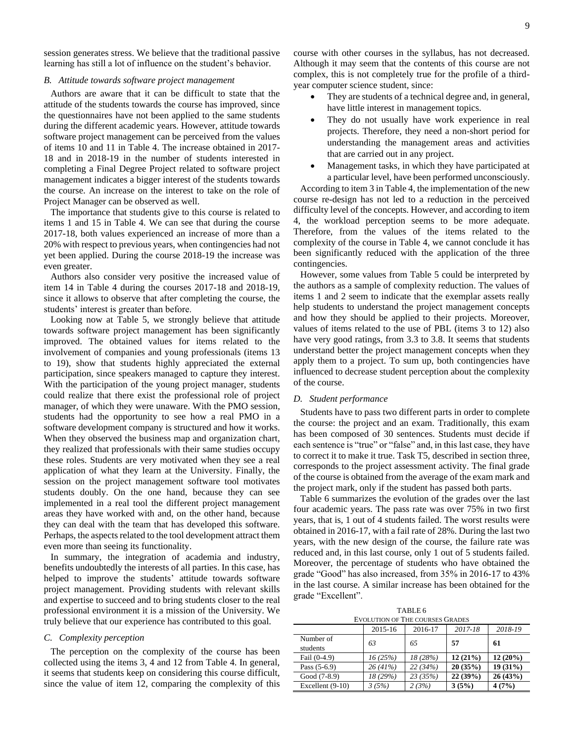session generates stress. We believe that the traditional passive learning has still a lot of influence on the student's behavior.

### *B. Attitude towards software project management*

Authors are aware that it can be difficult to state that the attitude of the students towards the course has improved, since the questionnaires have not been applied to the same students during the different academic years. However, attitude towards software project management can be perceived from the values of items 10 and 11 in Table 4. The increase obtained in 2017-18 and in 2018-19 in the number of students interested in completing a Final Degree Project related to software project management indicates a bigger interest of the students towards the course. An increase on the interest to take on the role of Project Manager can be observed as well.

The importance that students give to this course is related to items 1 and 15 in Table 4. We can see that during the course 2017-18, both values experienced an increase of more than a 20% with respect to previous years, when contingencies had not yet been applied. During the course 2018-19 the increase was even greater.

Authors also consider very positive the increased value of item 14 in Table 4 during the courses 2017-18 and 2018-19, since it allows to observe that after completing the course, the students' interest is greater than before.

Looking now at Table 5, we strongly believe that attitude towards software project management has been significantly improved. The obtained values for items related to the involvement of companies and young professionals (items 13 to 19), show that students highly appreciated the external participation, since speakers managed to capture they interest. With the participation of the young project manager, students could realize that there exist the professional role of project manager, of which they were unaware. With the PMO session, students had the opportunity to see how a real PMO in a software development company is structured and how it works. When they observed the business map and organization chart, they realized that professionals with their same studies occupy these roles. Students are very motivated when they see a real application of what they learn at the University. Finally, the session on the project management software tool motivates students doubly. On the one hand, because they can see implemented in a real tool the different project management areas they have worked with and, on the other hand, because they can deal with the team that has developed this software. Perhaps, the aspects related to the tool development attract them even more than seeing its functionality.

In summary, the integration of academia and industry, benefits undoubtedly the interests of all parties. In this case, has helped to improve the students' attitude towards software project management. Providing students with relevant skills and expertise to succeed and to bring students closer to the real professional environment it is a mission of the University. We truly believe that our experience has contributed to this goal.

### *C. Complexity perception*

The perception on the complexity of the course has been collected using the items 3, 4 and 12 from Table 4. In general, it seems that students keep on considering this course difficult, since the value of item 12, comparing the complexity of this course with other courses in the syllabus, has not decreased. Although it may seem that the contents of this course are not complex, this is not completely true for the profile of a third-year computer science student, since:

- They are students of a technical degree and, in general, have little interest in management topics.
- They do not usually have work experience in real projects. Therefore, they need a non-short period for understanding the management areas and activities that are carried out in any project.
- Management tasks, in which they have participated at a particular level, have been performed unconsciously.

According to item 3 in Table 4, the implementation of the new course re-design has not led to a reduction in the perceived difficulty level of the concepts. However, and according to item 4, the workload perception seems to be more adequate. Therefore, from the values of the items related to the complexity of the course in Table 4, we cannot conclude it has been significantly reduced with the application of the three contingencies.

However, some values from Table 5 could be interpreted by the authors as a sample of complexity reduction. The values of items 1 and 2 seem to indicate that the exemplar assets really help students to understand the project management concepts and how they should be applied to their projects. Moreover, values of items related to the use of PBL (items 3 to 12) also have very good ratings, from 3.3 to 3.8. It seems that students understand better the project management concepts when they apply them to a project. To sum up, both contingencies have influenced to decrease student perception about the complexity of the course.

### *D. Student performance*

Students have to pass two different parts in order to complete the course: the project and an exam. Traditionally, this exam has been composed of 30 sentences. Students must decide if each sentence is "true" or "false" and, in this last case, they have to correct it to make it true. Task T5, described in section three, corresponds to the project assessment activity. The final grade of the course is obtained from the average of the exam mark and the project mark, only if the student has passed both parts.

Table 6 summarizes the evolution of the grades over the last four academic years. The pass rate was over 75% in two first years, that is, 1 out of 4 students failed. The worst results were obtained in 2016-17, with a fail rate of 28%. During the last two years, with the new design of the course, the failure rate was reduced and, in this last course, only 1 out of 5 students failed. Moreover, the percentage of students who have obtained the grade "Good" has also increased, from 35% in 2016-17 to 43% in the last course. A similar increase has been obtained for the grade "Excellent".

TABLE 6
EVOLUTION OF THE COURSES GRADES

| | 2015-16 | 2016-17 | *2017-18* | *2018-19* |
|---|---|---|---|---|
| Number of students | *63* | *65* | **57** | **61** |
| Fail (0-4.9) | *16 (25%)* | *18 (28%)* | **12 (21%)** | **12 (20%)** |
| Pass (5-6.9) | *26 (41%)* | *22 (34%)* | **20 (35%)** | **19 (31%)** |
| Good (7-8.9) | *18 (29%)* | *23 (35%)* | **22 (39%)** | **26 (43%)** |
| Excellent (9-10) | *3 (5%)* | *2 (3%)* | **3 (5%)** | **4 (7%)** |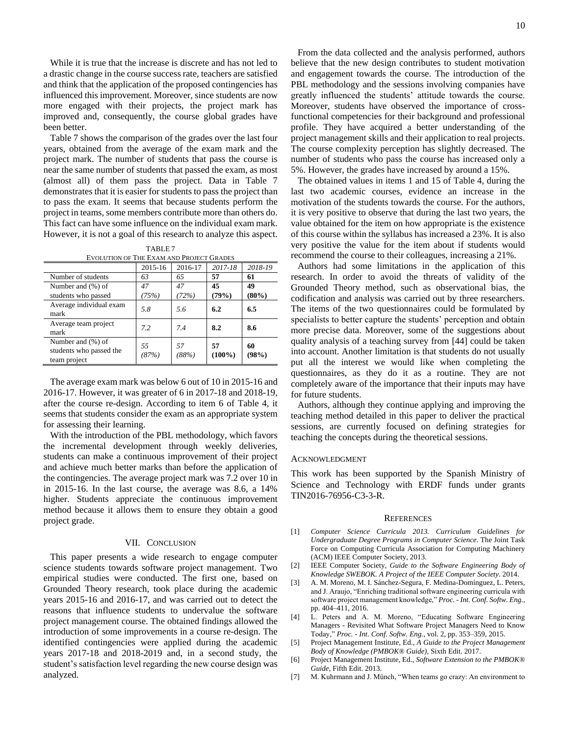While it is true that the increase is discrete and has not led to a drastic change in the course success rate, teachers are satisfied and think that the application of the proposed contingencies has influenced this improvement. Moreover, since students are now more engaged with their projects, the project mark has improved and, consequently, the course global grades have been better.

Table 7 shows the comparison of the grades over the last four years, obtained from the average of the exam mark and the project mark. The number of students that pass the course is near the same number of students that passed the exam, as most (almost all) of them pass the project. Data in Table 7 demonstrates that it is easier for students to pass the project than to pass the exam. It seems that because students perform the project in teams, some members contribute more than others do. This fact can have some influence on the individual exam mark. However, it is not a goal of this research to analyze this aspect.

TABLE 7
EVOLUTION OF THE EXAM AND PROJECT GRADES

| | 2015-16 | 2016-17 | *2017-18* | *2018-19* |
|---|---|---|---|---|
| Number of students | *63* | *65* | **57** | **61** |
| Number and (%) of students who passed | *47 (75%)* | *47 (72%)* | **45 (79%)** | **49 (80%)** |
| Average individual exam mark | *5.8* | *5.6* | **6.2** | **6.5** |
| Average team project mark | *7.2* | *7.4* | **8.2** | **8.6** |
| Number and (%) of students who passed the team project | *55 (87%)* | *57 (88%)* | **57 (100%)** | **60 (98%)** |

The average exam mark was below 6 out of 10 in 2015-16 and 2016-17. However, it was greater of 6 in 2017-18 and 2018-19, after the course re-design. According to item 6 of Table 4, it seems that students consider the exam as an appropriate system for assessing their learning.

With the introduction of the PBL methodology, which favors the incremental development through weekly deliveries, students can make a continuous improvement of their project and achieve much better marks than before the application of the contingencies. The average project mark was 7.2 over 10 in in 2015-16. In the last course, the average was 8.6, a 14% higher. Students appreciate the continuous improvement method because it allows them to ensure they obtain a good project grade.

## VII. Conclusion

This paper presents a wide research to engage computer science students towards software project management. Two empirical studies were conducted. The first one, based on Grounded Theory research, took place during the academic years 2015-16 and 2016-17, and was carried out to detect the reasons that influence students to undervalue the software project management course. The obtained findings allowed the introduction of some improvements in a course re-design. The identified contingencies were applied during the academic years 2017-18 and 2018-2019 and, in a second study, the student's satisfaction level regarding the new course design was analyzed.

From the data collected and the analysis performed, authors believe that the new design contributes to student motivation and engagement towards the course. The introduction of the PBL methodology and the sessions involving companies have greatly influenced the students' attitude towards the course. Moreover, students have observed the importance of cross-functional competencies for their background and professional profile. They have acquired a better understanding of the project management skills and their application to real projects. The course complexity perception has slightly decreased. The number of students who pass the course has increased only a 5%. However, the grades have increased by around a 15%.

The obtained values in items 1 and 15 of Table 4, during the last two academic courses, evidence an increase in the motivation of the students towards the course. For the authors, it is very positive to observe that during the last two years, the value obtained for the item on how appropriate is the existence of this course within the syllabus has increased a 23%. It is also very positive the value for the item about if students would recommend the course to their colleagues, increasing a 21%.

Authors had some limitations in the application of this research. In order to avoid the threats of validity of the Grounded Theory method, such as observational bias, the codification and analysis was carried out by three researchers. The items of the two questionnaires could be formulated by specialists to better capture the students' perception and obtain more precise data. Moreover, some of the suggestions about quality analysis of a teaching survey from [44] could be taken into account. Another limitation is that students do not usually put all the interest we would like when completing the questionnaires, as they do it as a routine. They are not completely aware of the importance that their inputs may have for future students.

Authors, although they continue applying and improving the teaching method detailed in this paper to deliver the practical sessions, are currently focused on defining strategies for teaching the concepts during the theoretical sessions.

## Acknowledgment

This work has been supported by the Spanish Ministry of Science and Technology with ERDF funds under grants TIN2016-76956-C3-3-R.

## References

[1] *Computer Science Curricula 2013. Curriculum Guidelines for Undergraduate Degree Programs in Computer Science*. The Joint Task Force on Computing Curricula Association for Computing Machinery (ACM) IEEE Computer Society, 2013.

[2] IEEE Computer Society, *Guide to the Software Engineering Body of Knowledge SWEBOK. A Project of the IEEE Computer Society*. 2014.

[3] A. M. Moreno, M. I. Sánchez-Segura, F. Medina-Domínguez, L. Peters, and J. Araujo, "Enriching traditional software engineering curricula with software project management knowledge," *Proc. - Int. Conf. Softw. Eng.*, pp. 404–411, 2016.

[4] L. Peters and A. M. Moreno, "Educating Software Engineering Managers - Revisited What Software Project Managers Need to Know Today," *Proc. - Int. Conf. Softw. Eng.*, vol. 2, pp. 353–359, 2015.

[5] Project Management Institute, Ed., *A Guide to the Project Management Body of Knowledge (PMBOK® Guide)*, Sixth Edit. 2017.

[6] Project Management Institute, Ed., *Software Extension to the PMBOK® Guide*, Fifth Edit. 2013.

[7] M. Kuhrmann and J. Münch, "When teams go crazy: An environment to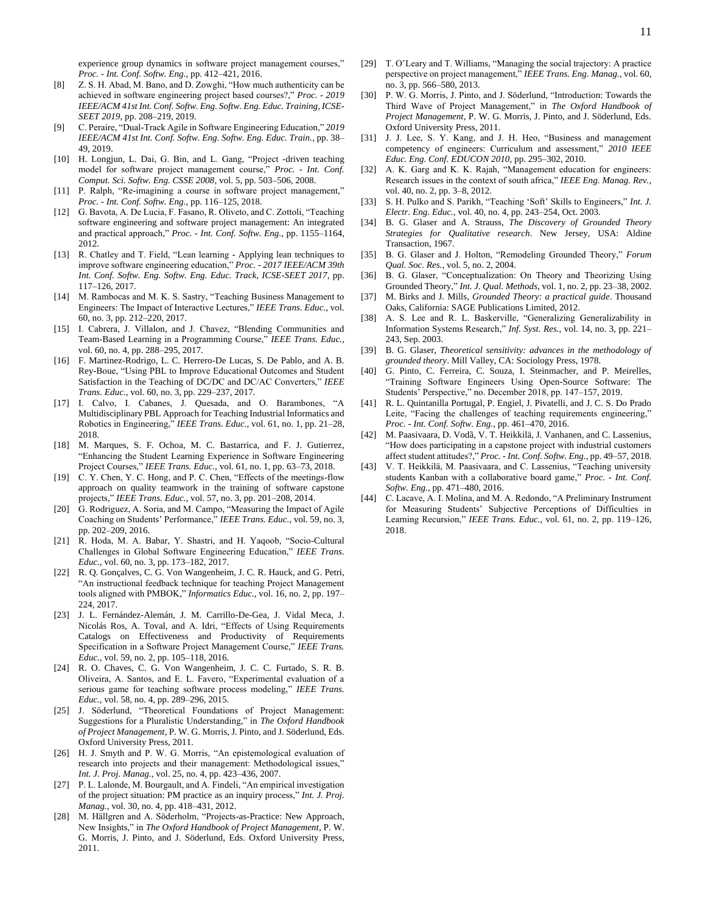experience group dynamics in software project management courses," *Proc. - Int. Conf. Softw. Eng.*, pp. 412–421, 2016.

[8] Z. S. H. Abad, M. Bano, and D. Zowghi, "How much authenticity can be achieved in software engineering project based courses?," *Proc. - 2019 IEEE/ACM 41st Int. Conf. Softw. Eng. Softw. Eng. Educ. Training, ICSE-SEET 2019*, pp. 208–219, 2019.

[9] C. Peraire, "Dual-Track Agile in Software Engineering Education," *2019 IEEE/ACM 41st Int. Conf. Softw. Eng. Softw. Eng. Educ. Train.*, pp. 38–49, 2019.

[10] H. Longjun, L. Dai, G. Bin, and L. Gang, "Project -driven teaching model for software project management course," *Proc. - Int. Conf. Comput. Sci. Softw. Eng. CSSE 2008*, vol. 5, pp. 503–506, 2008.

[11] P. Ralph, "Re-imagining a course in software project management," *Proc. - Int. Conf. Softw. Eng.*, pp. 116–125, 2018.

[12] G. Bavota, A. De Lucia, F. Fasano, R. Oliveto, and C. Zottoli, "Teaching software engineering and software project management: An integrated and practical approach," *Proc. - Int. Conf. Softw. Eng.*, pp. 1155–1164, 2012.

[13] R. Chatley and T. Field, "Lean learning - Applying lean techniques to improve software engineering education," *Proc. - 2017 IEEE/ACM 39th Int. Conf. Softw. Eng. Softw. Eng. Educ. Track, ICSE-SEET 2017*, pp. 117–126, 2017.

[14] M. Rambocas and M. K. S. Sastry, "Teaching Business Management to Engineers: The Impact of Interactive Lectures," *IEEE Trans. Educ.*, vol. 60, no. 3, pp. 212–220, 2017.

[15] I. Cabrera, J. Villalon, and J. Chavez, "Blending Communities and Team-Based Learning in a Programming Course," *IEEE Trans. Educ.*, vol. 60, no. 4, pp. 288–295, 2017.

[16] F. Martinez-Rodrigo, L. C. Herrero-De Lucas, S. De Pablo, and A. B. Rey-Boue, "Using PBL to Improve Educational Outcomes and Student Satisfaction in the Teaching of DC/DC and DC/AC Converters," *IEEE Trans. Educ.*, vol. 60, no. 3, pp. 229–237, 2017.

[17] I. Calvo, I. Cabanes, J. Quesada, and O. Barambones, "A Multidisciplinary PBL Approach for Teaching Industrial Informatics and Robotics in Engineering," *IEEE Trans. Educ.*, vol. 61, no. 1, pp. 21–28, 2018.

[18] M. Marques, S. F. Ochoa, M. C. Bastarrica, and F. J. Gutierrez, "Enhancing the Student Learning Experience in Software Engineering Project Courses," *IEEE Trans. Educ.*, vol. 61, no. 1, pp. 63–73, 2018.

[19] C. Y. Chen, Y. C. Hong, and P. C. Chen, "Effects of the meetings-flow approach on quality teamwork in the training of software capstone projects," *IEEE Trans. Educ.*, vol. 57, no. 3, pp. 201–208, 2014.

[20] G. Rodriguez, A. Soria, and M. Campo, "Measuring the Impact of Agile Coaching on Students' Performance," *IEEE Trans. Educ.*, vol. 59, no. 3, pp. 202–209, 2016.

[21] R. Hoda, M. A. Babar, Y. Shastri, and H. Yaqoob, "Socio-Cultural Challenges in Global Software Engineering Education," *IEEE Trans. Educ.*, vol. 60, no. 3, pp. 173–182, 2017.

[22] R. Q. Gonçalves, C. G. Von Wangenheim, J. C. R. Hauck, and G. Petri, "An instructional feedback technique for teaching Project Management tools aligned with PMBOK," *Informatics Educ.*, vol. 16, no. 2, pp. 197–224, 2017.

[23] J. L. Fernández-Alemán, J. M. Carrillo-De-Gea, J. Vidal Meca, J. Nicolás Ros, A. Toval, and A. Idri, "Effects of Using Requirements Catalogs on Effectiveness and Productivity of Requirements Specification in a Software Project Management Course," *IEEE Trans. Educ.*, vol. 59, no. 2, pp. 105–118, 2016.

[24] R. O. Chaves, C. G. Von Wangenheim, J. C. C. Furtado, S. R. B. Oliveira, A. Santos, and E. L. Favero, "Experimental evaluation of a serious game for teaching software process modeling," *IEEE Trans. Educ.*, vol. 58, no. 4, pp. 289–296, 2015.

[25] J. Söderlund, "Theoretical Foundations of Project Management: Suggestions for a Pluralistic Understanding," in *The Oxford Handbook of Project Management*, P. W. G. Morris, J. Pinto, and J. Söderlund, Eds. Oxford University Press, 2011.

[26] H. J. Smyth and P. W. G. Morris, "An epistemological evaluation of research into projects and their management: Methodological issues," *Int. J. Proj. Manag.*, vol. 25, no. 4, pp. 423–436, 2007.

[27] P. L. Lalonde, M. Bourgault, and A. Findeli, "An empirical investigation of the project situation: PM practice as an inquiry process," *Int. J. Proj. Manag.*, vol. 30, no. 4, pp. 418–431, 2012.

[28] M. Hällgren and A. Söderholm, "Projects-as-Practice: New Approach, New Insights," in *The Oxford Handbook of Project Management*, P. W. G. Morris, J. Pinto, and J. Söderlund, Eds. Oxford University Press, 2011.

[29] T. O'Leary and T. Williams, "Managing the social trajectory: A practice perspective on project management," *IEEE Trans. Eng. Manag.*, vol. 60, no. 3, pp. 566–580, 2013.

[30] P. W. G. Morris, J. Pinto, and J. Söderlund, "Introduction: Towards the Third Wave of Project Management," in *The Oxford Handbook of Project Management*, P. W. G. Morris, J. Pinto, and J. Söderlund, Eds. Oxford University Press, 2011.

[31] J. J. Lee, S. Y. Kang, and J. H. Heo, "Business and management competency of engineers: Curriculum and assessment," *2010 IEEE Educ. Eng. Conf. EDUCON 2010*, pp. 295–302, 2010.

[32] A. K. Garg and K. K. Rajah, "Management education for engineers: Research issues in the context of south africa," *IEEE Eng. Manag. Rev.*, vol. 40, no. 2, pp. 3–8, 2012.

[33] S. H. Pulko and S. Parikh, "Teaching 'Soft' Skills to Engineers," *Int. J. Electr. Eng. Educ.*, vol. 40, no. 4, pp. 243–254, Oct. 2003.

[34] B. G. Glaser and A. Strauss, *The Discovery of Grounded Theory Strategies for Qualitative research*. New Jersey, USA: Aldine Transaction, 1967.

[35] B. G. Glaser and J. Holton, "Remodeling Grounded Theory," *Forum Qual. Soc. Res.*, vol. 5, no. 2, 2004.

[36] B. G. Glaser, "Conceptualization: On Theory and Theorizing Using Grounded Theory," *Int. J. Qual. Methods*, vol. 1, no. 2, pp. 23–38, 2002.

[37] M. Birks and J. Mills, *Grounded Theory: a practical guide*. Thousand Oaks, California: SAGE Publications Limited, 2012.

[38] A. S. Lee and R. L. Baskerville, "Generalizing Generalizability in Information Systems Research," *Inf. Syst. Res.*, vol. 14, no. 3, pp. 221–243, Sep. 2003.

[39] B. G. Glaser, *Theoretical sensitivity: advances in the methodology of grounded theory*. Mill Valley, CA: Sociology Press, 1978.

[40] G. Pinto, C. Ferreira, C. Souza, I. Steinmacher, and P. Meirelles, "Training Software Engineers Using Open-Source Software: The Students' Perspective," no. December 2018, pp. 147–157, 2019.

[41] R. L. Quintanilla Portugal, P. Engiel, J. Pivatelli, and J. C. S. Do Prado Leite, "Facing the challenges of teaching requirements engineering," *Proc. - Int. Conf. Softw. Eng.*, pp. 461–470, 2016.

[42] M. Paasivaara, D. Vodă, V. T. Heikkilä, J. Vanhanen, and C. Lassenius, "How does participating in a capstone project with industrial customers affect student attitudes?," *Proc. - Int. Conf. Softw. Eng.*, pp. 49–57, 2018.

[43] V. T. Heikkilä, M. Paasivaara, and C. Lassenius, "Teaching university students Kanban with a collaborative board game," *Proc. - Int. Conf. Softw. Eng.*, pp. 471–480, 2016.

[44] C. Lacave, A. I. Molina, and M. A. Redondo, "A Preliminary Instrument for Measuring Students' Subjective Perceptions of Difficulties in Learning Recursion," *IEEE Trans. Educ.*, vol. 61, no. 2, pp. 119–126, 2018.